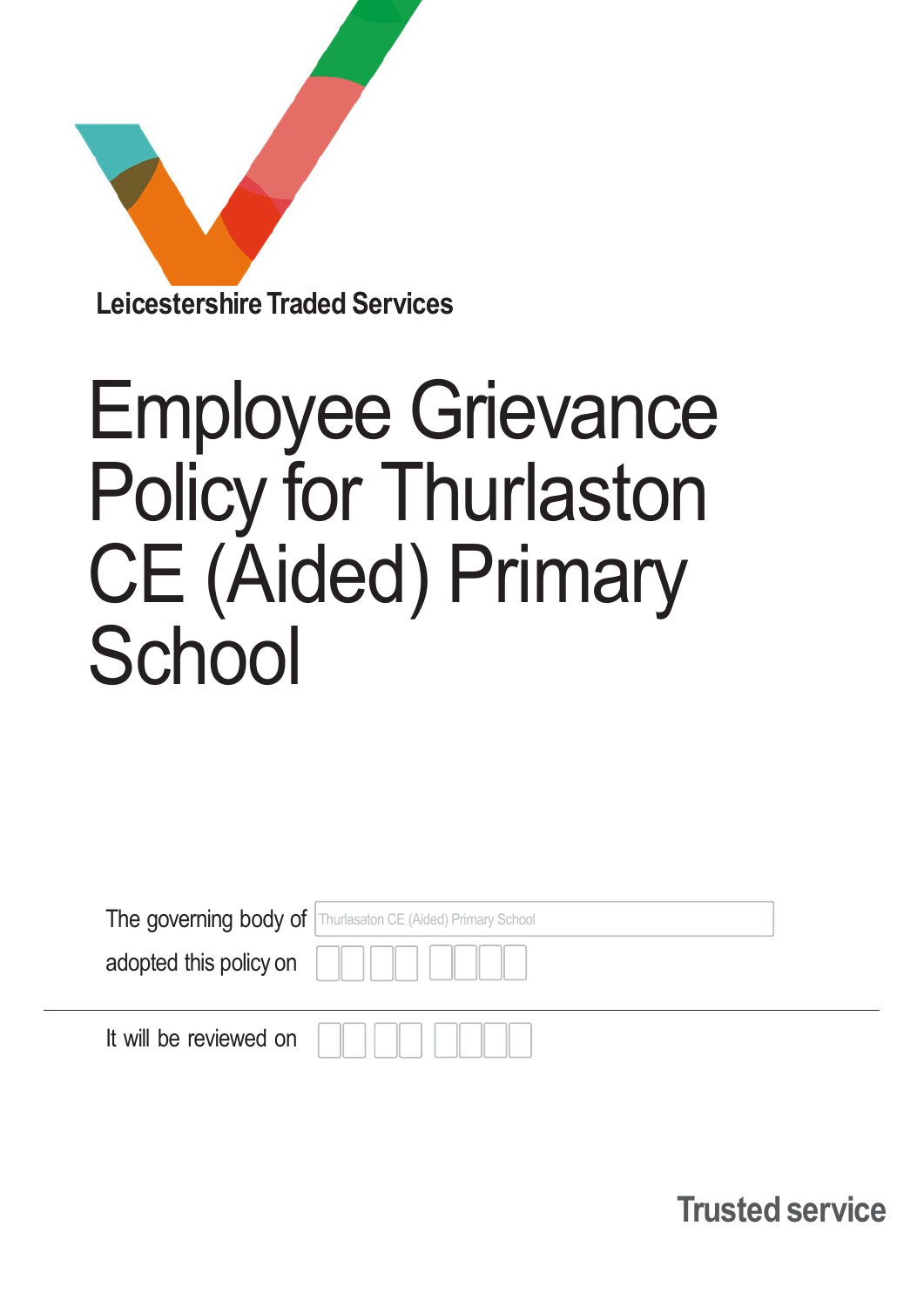Leicestershire Traded Services

# Employee Grievance Policy for Thurlaston CE (Aided) Primary School

The governing body of Thurlasaton CE (Aided) Primary School

adopted this policy on

It will be reviewed on

Trusted service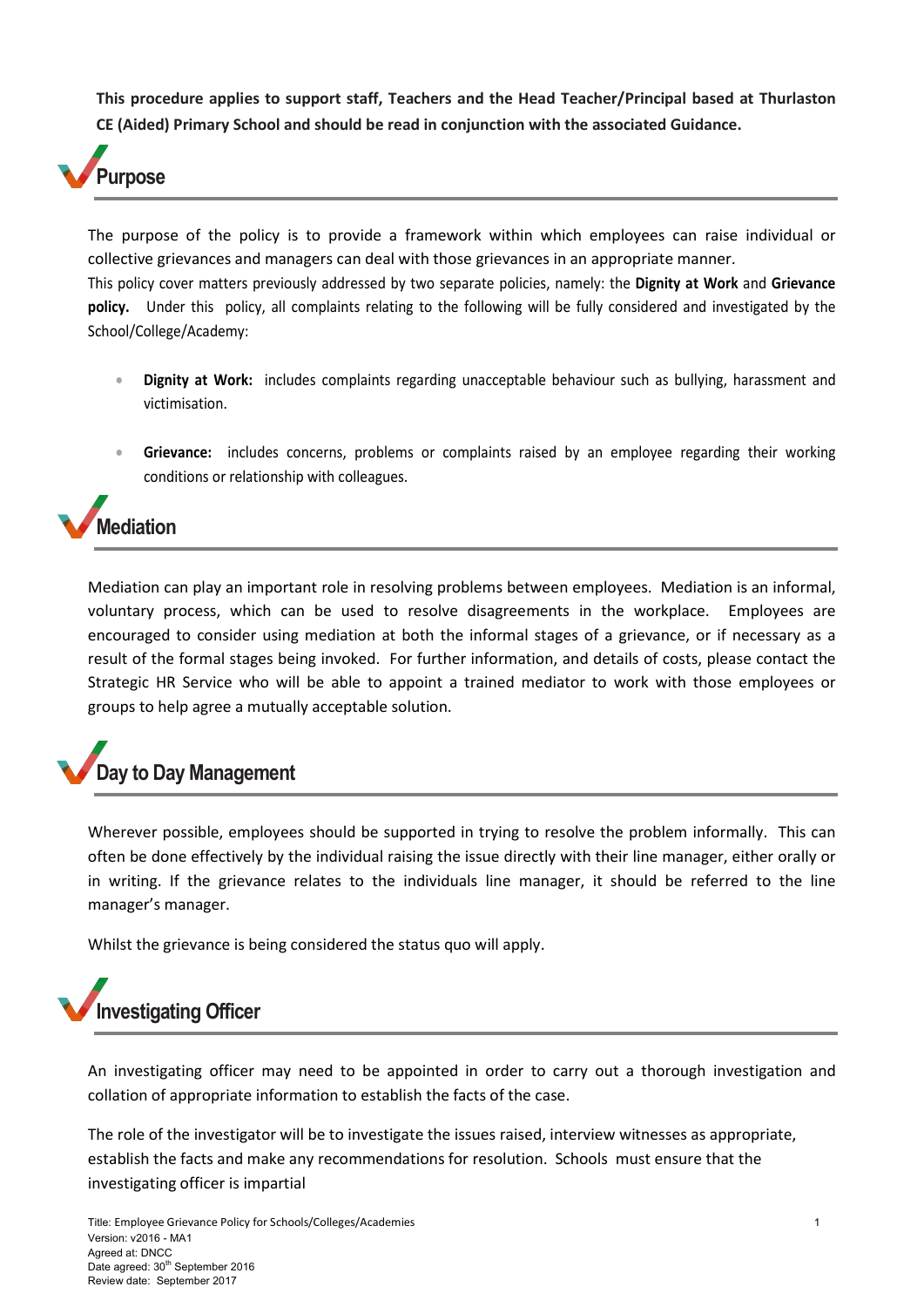**This procedure applies to support staff, Teachers and the Head Teacher/Principal based at Thurlaston CE (Aided) Primary School and should be read in conjunction with the associated Guidance.**

## Purpose

The purpose of the policy is to provide a framework within which employees can raise individual or collective grievances and managers can deal with those grievances in an appropriate manner.

This policy cover matters previously addressed by two separate policies, namely: the **Dignity at Work** and **Grievance policy.** Under this policy, all complaints relating to the following will be fully considered and investigated by the School/College/Academy:

- **Dignity at Work:** includes complaints regarding unacceptable behaviour such as bullying, harassment and victimisation.
- **Grievance:** includes concerns, problems or complaints raised by an employee regarding their working conditions or relationship with colleagues.

## Mediation

Mediation can play an important role in resolving problems between employees. Mediation is an informal, voluntary process, which can be used to resolve disagreements in the workplace. Employees are encouraged to consider using mediation at both the informal stages of a grievance, or if necessary as a result of the formal stages being invoked. For further information, and details of costs, please contact the Strategic HR Service who will be able to appoint a trained mediator to work with those employees or groups to help agree a mutually acceptable solution.

## Day to Day Management

Wherever possible, employees should be supported in trying to resolve the problem informally. This can often be done effectively by the individual raising the issue directly with their line manager, either orally or in writing. If the grievance relates to the individuals line manager, it should be referred to the line manager's manager.

Whilst the grievance is being considered the status quo will apply.

## Investigating Officer

An investigating officer may need to be appointed in order to carry out a thorough investigation and collation of appropriate information to establish the facts of the case.

The role of the investigator will be to investigate the issues raised, interview witnesses as appropriate, establish the facts and make any recommendations for resolution. Schools must ensure that the investigating officer is impartial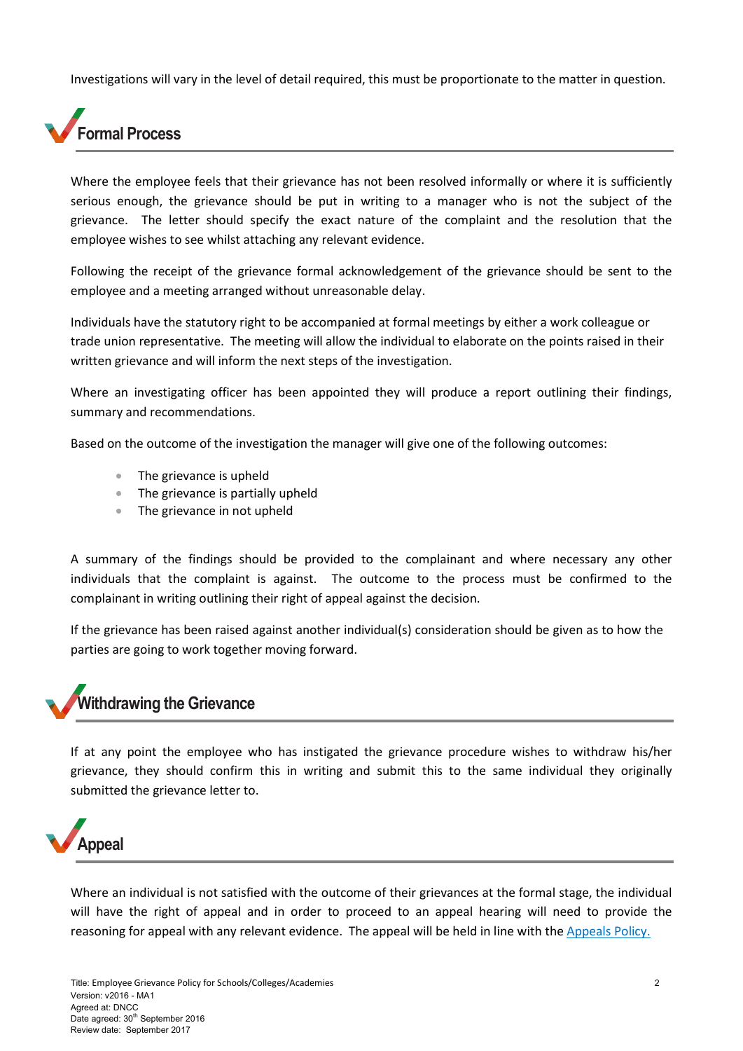Investigations will vary in the level of detail required, this must be proportionate to the matter in question.

## Formal Process

Where the employee feels that their grievance has not been resolved informally or where it is sufficiently serious enough, the grievance should be put in writing to a manager who is not the subject of the grievance. The letter should specify the exact nature of the complaint and the resolution that the employee wishes to see whilst attaching any relevant evidence.

Following the receipt of the grievance formal acknowledgement of the grievance should be sent to the employee and a meeting arranged without unreasonable delay.

Individuals have the statutory right to be accompanied at formal meetings by either a work colleague or trade union representative. The meeting will allow the individual to elaborate on the points raised in their written grievance and will inform the next steps of the investigation.

Where an investigating officer has been appointed they will produce a report outlining their findings, summary and recommendations.

Based on the outcome of the investigation the manager will give one of the following outcomes:

- The grievance is upheld
- The grievance is partially upheld
- The grievance in not upheld

A summary of the findings should be provided to the complainant and where necessary any other individuals that the complaint is against. The outcome to the process must be confirmed to the complainant in writing outlining their right of appeal against the decision.

If the grievance has been raised against another individual(s) consideration should be given as to how the parties are going to work together moving forward.

## Withdrawing the Grievance

If at any point the employee who has instigated the grievance procedure wishes to withdraw his/her grievance, they should confirm this in writing and submit this to the same individual they originally submitted the grievance letter to.

## Appeal

Where an individual is not satisfied with the outcome of their grievances at the formal stage, the individual will have the right of appeal and in order to proceed to an appeal hearing will need to provide the reasoning for appeal with any relevant evidence. The appeal will be held in line with the Appeals Policy.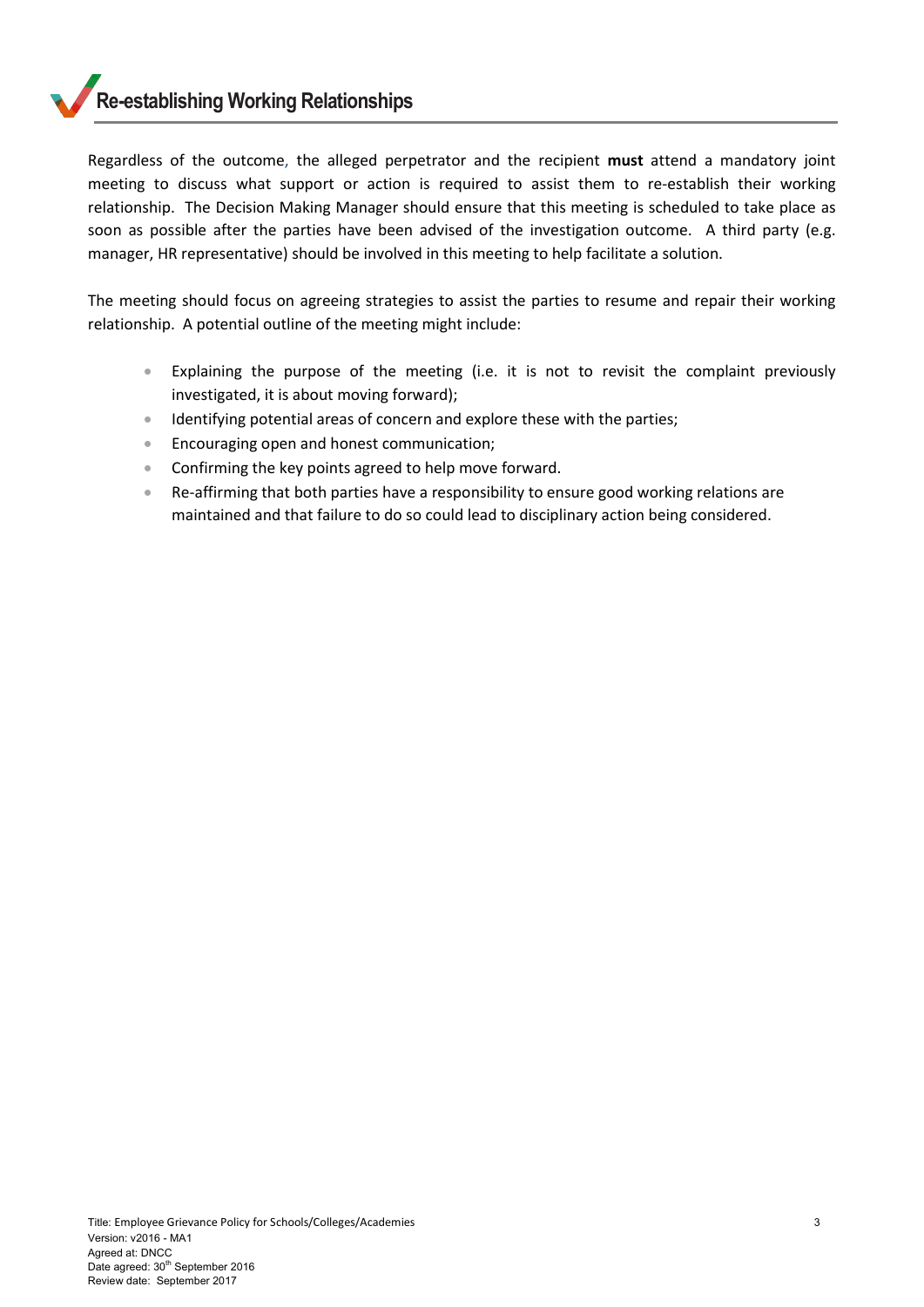# Re-establishing Working Relationships

Regardless of the outcome, the alleged perpetrator and the recipient **must** attend a mandatory joint meeting to discuss what support or action is required to assist them to re-establish their working relationship. The Decision Making Manager should ensure that this meeting is scheduled to take place as soon as possible after the parties have been advised of the investigation outcome. A third party (e.g. manager, HR representative) should be involved in this meeting to help facilitate a solution.

The meeting should focus on agreeing strategies to assist the parties to resume and repair their working relationship. A potential outline of the meeting might include:

- Explaining the purpose of the meeting (i.e. it is not to revisit the complaint previously investigated, it is about moving forward);
- Identifying potential areas of concern and explore these with the parties;
- Encouraging open and honest communication;
- Confirming the key points agreed to help move forward.
- Re-affirming that both parties have a responsibility to ensure good working relations are maintained and that failure to do so could lead to disciplinary action being considered.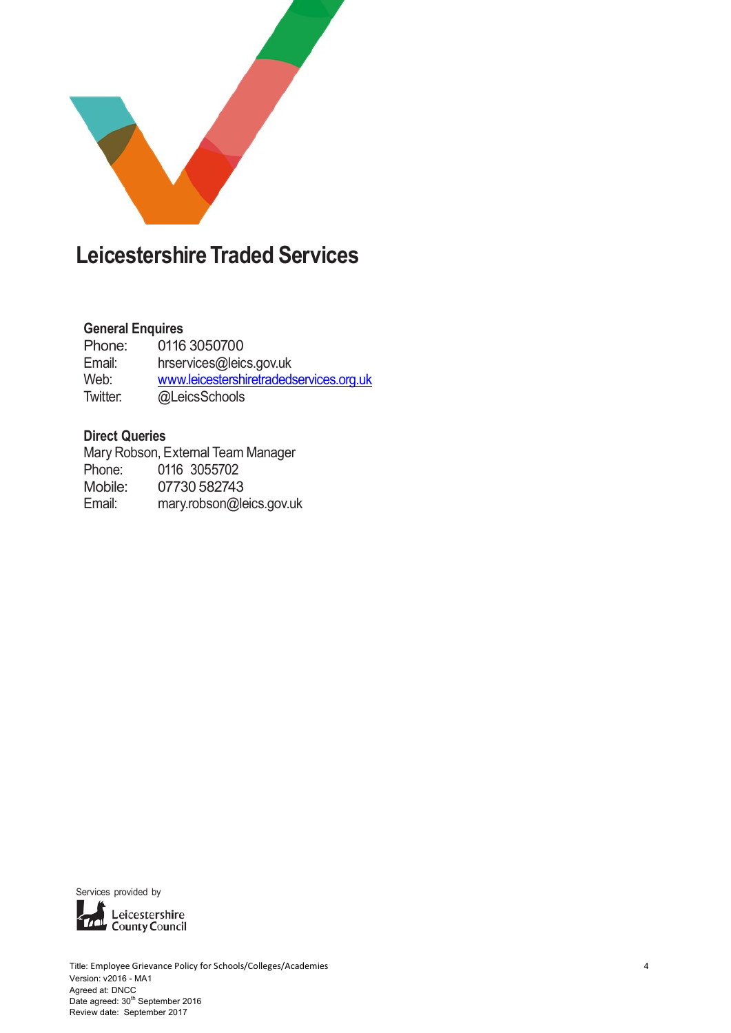# Leicestershire Traded Services

**General Enquires**

Phone: 0116 3050700
Email: hrservices@leics.gov.uk
Web: www.leicestershiretradedservices.org.uk
Twitter: @LeicsSchools

**Direct Queries**

Mary Robson, External Team Manager
Phone: 0116 3055702
Mobile: 07730 582743
Email: mary.robson@leics.gov.uk

Services provided by

Leicestershire County Council

Title: Employee Grievance Policy for Schools/Colleges/Academies
Version: v2016 - MA1
Agreed at: DNCC
Date agreed: 30th September 2016
Review date: September 2017